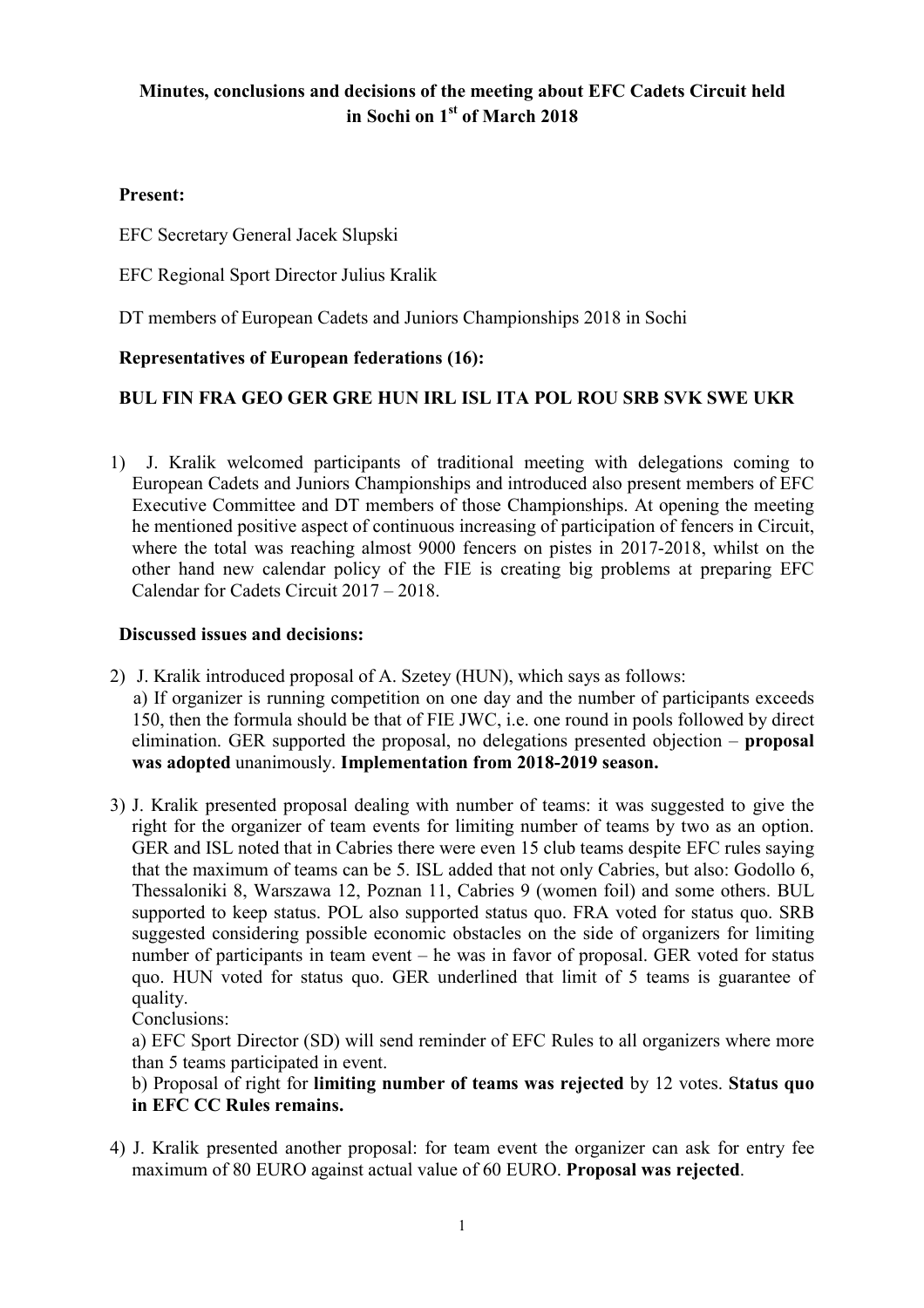**Minutes, conclusions and decisions of the meeting about EFC Cadets Circuit held in Sochi on 1st of March 2018**

**Present:**

EFC Secretary General Jacek Slupski

EFC Regional Sport Director Julius Kralik

DT members of European Cadets and Juniors Championships 2018 in Sochi

**Representatives of European federations (16):**

**BUL FIN FRA GEO GER GRE HUN IRL ISL ITA POL ROU SRB SVK SWE UKR**

1) J. Kralik welcomed participants of traditional meeting with delegations coming to European Cadets and Juniors Championships and introduced also present members of EFC Executive Committee and DT members of those Championships. At opening the meeting he mentioned positive aspect of continuous increasing of participation of fencers in Circuit, where the total was reaching almost 9000 fencers on pistes in 2017-2018, whilst on the other hand new calendar policy of the FIE is creating big problems at preparing EFC Calendar for Cadets Circuit 2017 – 2018.

**Discussed issues and decisions:**

2) J. Kralik introduced proposal of A. Szetey (HUN), which says as follows:
   a) If organizer is running competition on one day and the number of participants exceeds 150, then the formula should be that of FIE JWC, i.e. one round in pools followed by direct elimination. GER supported the proposal, no delegations presented objection – **proposal was adopted** unanimously. **Implementation from 2018-2019 season.**

3) J. Kralik presented proposal dealing with number of teams: it was suggested to give the right for the organizer of team events for limiting number of teams by two as an option. GER and ISL noted that in Cabries there were even 15 club teams despite EFC rules saying that the maximum of teams can be 5. ISL added that not only Cabries, but also: Godollo 6, Thessaloniki 8, Warszawa 12, Poznan 11, Cabries 9 (women foil) and some others. BUL supported to keep status. POL also supported status quo. FRA voted for status quo. SRB suggested considering possible economic obstacles on the side of organizers for limiting number of participants in team event – he was in favor of proposal. GER voted for status quo. HUN voted for status quo. GER underlined that limit of 5 teams is guarantee of quality.
   Conclusions:
   a) EFC Sport Director (SD) will send reminder of EFC Rules to all organizers where more than 5 teams participated in event.
   b) Proposal of right for **limiting number of teams was rejected** by 12 votes. **Status quo in EFC CC Rules remains.**

4) J. Kralik presented another proposal: for team event the organizer can ask for entry fee maximum of 80 EURO against actual value of 60 EURO. **Proposal was rejected**.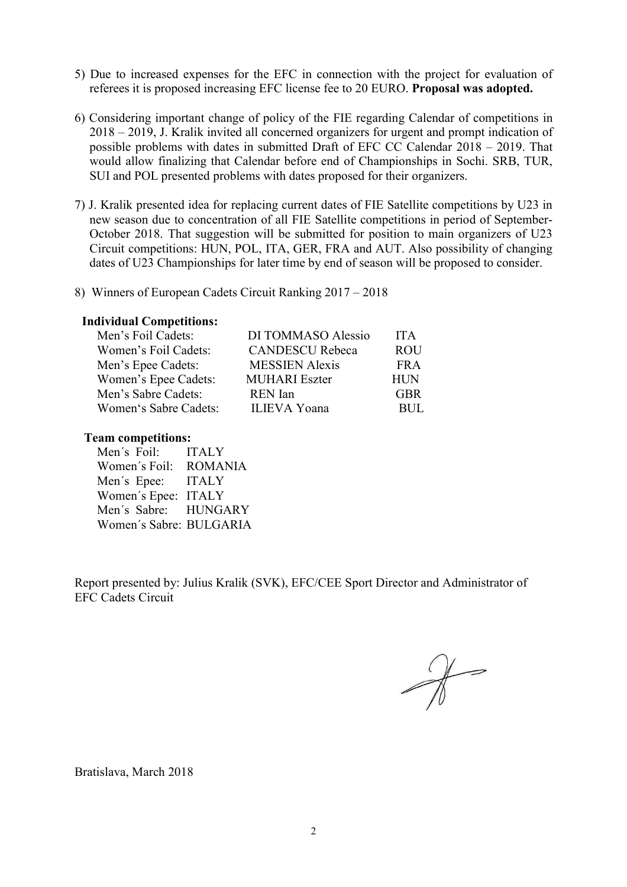5) Due to increased expenses for the EFC in connection with the project for evaluation of referees it is proposed increasing EFC license fee to 20 EURO. **Proposal was adopted.**

6) Considering important change of policy of the FIE regarding Calendar of competitions in 2018 – 2019, J. Kralik invited all concerned organizers for urgent and prompt indication of possible problems with dates in submitted Draft of EFC CC Calendar 2018 – 2019. That would allow finalizing that Calendar before end of Championships in Sochi. SRB, TUR, SUI and POL presented problems with dates proposed for their organizers.

7) J. Kralik presented idea for replacing current dates of FIE Satellite competitions by U23 in new season due to concentration of all FIE Satellite competitions in period of September-October 2018. That suggestion will be submitted for position to main organizers of U23 Circuit competitions: HUN, POL, ITA, GER, FRA and AUT. Also possibility of changing dates of U23 Championships for later time by end of season will be proposed to consider.

8) Winners of European Cadets Circuit Ranking 2017 – 2018

**Individual Competitions:**

| | | |
|---|---|---|
| Men's Foil Cadets: | DI TOMMASO Alessio | ITA |
| Women's Foil Cadets: | CANDESCU Rebeca | ROU |
| Men's Epee Cadets: | MESSIEN Alexis | FRA |
| Women's Epee Cadets: | MUHARI Eszter | HUN |
| Men's Sabre Cadets: | REN Ian | GBR |
| Women's Sabre Cadets: | ILIEVA Yoana | BUL |

**Team competitions:**

| | |
|---|---|
| Men´s Foil: | ITALY |
| Women´s Foil: | ROMANIA |
| Men´s Epee: | ITALY |
| Women´s Epee: | ITALY |
| Men´s Sabre: | HUNGARY |
| Women´s Sabre: | BULGARIA |

Report presented by: Julius Kralik (SVK), EFC/CEE Sport Director and Administrator of EFC Cadets Circuit

Bratislava, March 2018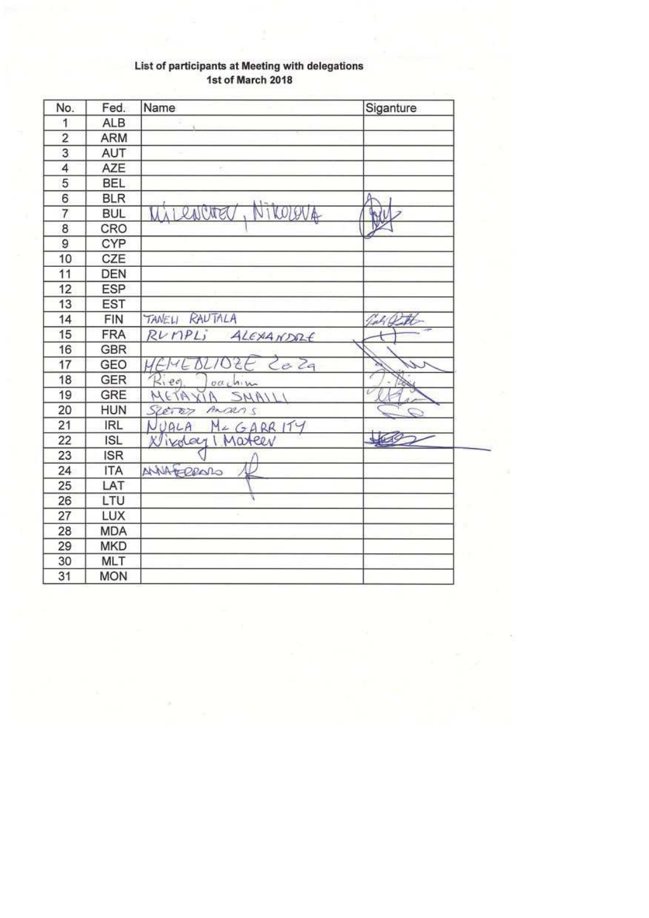List of participants at Meeting with delegations
1st of March 2018

| No. | Fed. | Name | Siganture |
|---|---|---|---|
| 1 | ALB | | |
| 2 | ARM | | |
| 3 | AUT | | |
| 4 | AZE | | |
| 5 | BEL | | |
| 6 | BLR | | |
| 7 | BUL | MILENCHEV, NIKOLOVA | [signature] |
| 8 | CRO | | |
| 9 | CYP | | |
| 10 | CZE | | |
| 11 | DEN | | |
| 12 | ESP | | |
| 13 | EST | | |
| 14 | FIN | TANELI RAUTALA | [signature] |
| 15 | FRA | RUMPLI ALEXANDRE | [signature] |
| 16 | GBR | | |
| 17 | GEO | MEMEDLIDZE Zaza | [signature] |
| 18 | GER | Rieg, Joachim | [signature] |
| 19 | GRE | METAXIA SMAILI | [signature] |
| 20 | HUN | SZETEY ANDRAS | [signature] |
| 21 | IRL | NUALA McGARRITY | |
| 22 | ISL | Nikolay I Mateev | [signature] |
| 23 | ISR | | |
| 24 | ITA | ANNAFERRARO | [signature] |
| 25 | LAT | | |
| 26 | LTU | | |
| 27 | LUX | | |
| 28 | MDA | | |
| 29 | MKD | | |
| 30 | MLT | | |
| 31 | MON | | |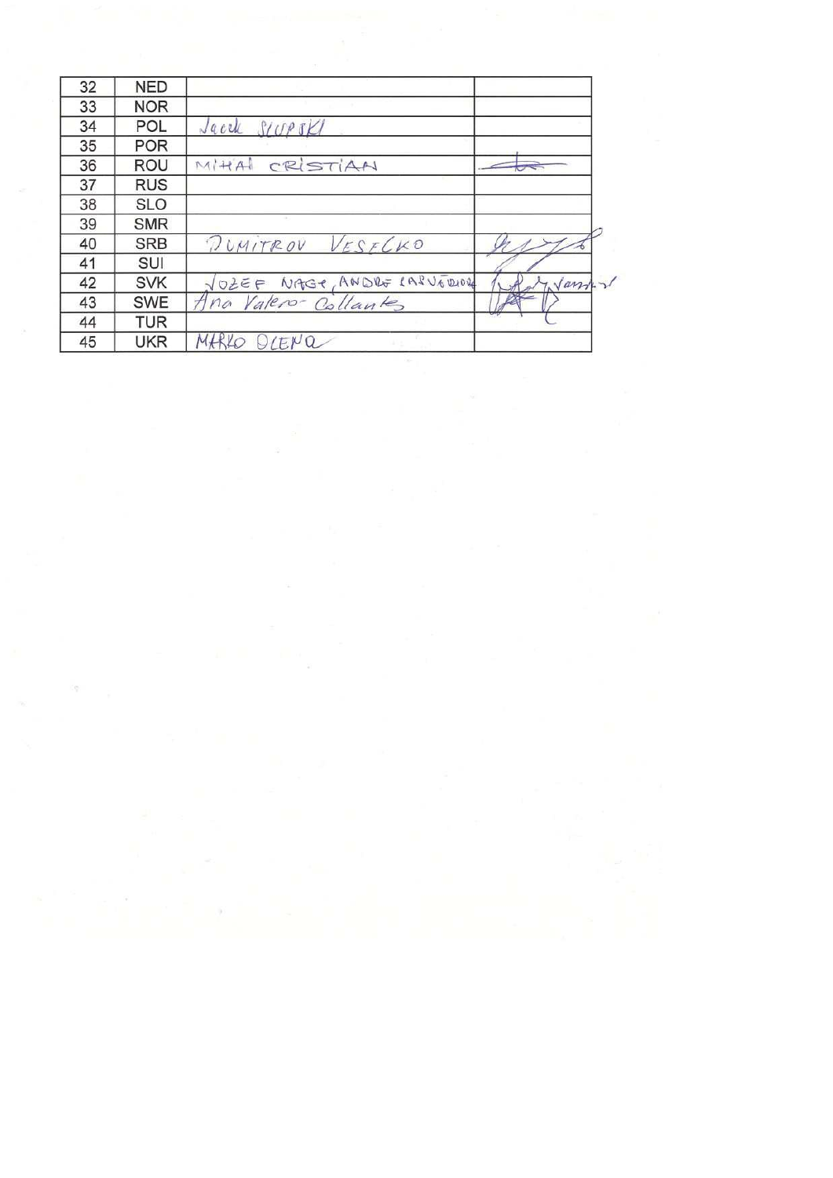| | | | |
|---|---|---|---|
| 32 | NED | | |
| 33 | NOR | | |
| 34 | POL | Jacek SIUPSKI | |
| 35 | POR | | |
| 36 | ROU | MIHAI CRISTIAN | [signature] |
| 37 | RUS | | |
| 38 | SLO | | |
| 39 | SMR | | |
| 40 | SRB | DUMITROV VESELKO | [signature] |
| 41 | SUI | | |
| 42 | SVK | JOZEF NAGY, ANDREA LASUVIKOVA | [signature] |
| 43 | SWE | Ana Valero-Collantes | [signature] |
| 44 | TUR | | |
| 45 | UKR | MARKO OLENA | |